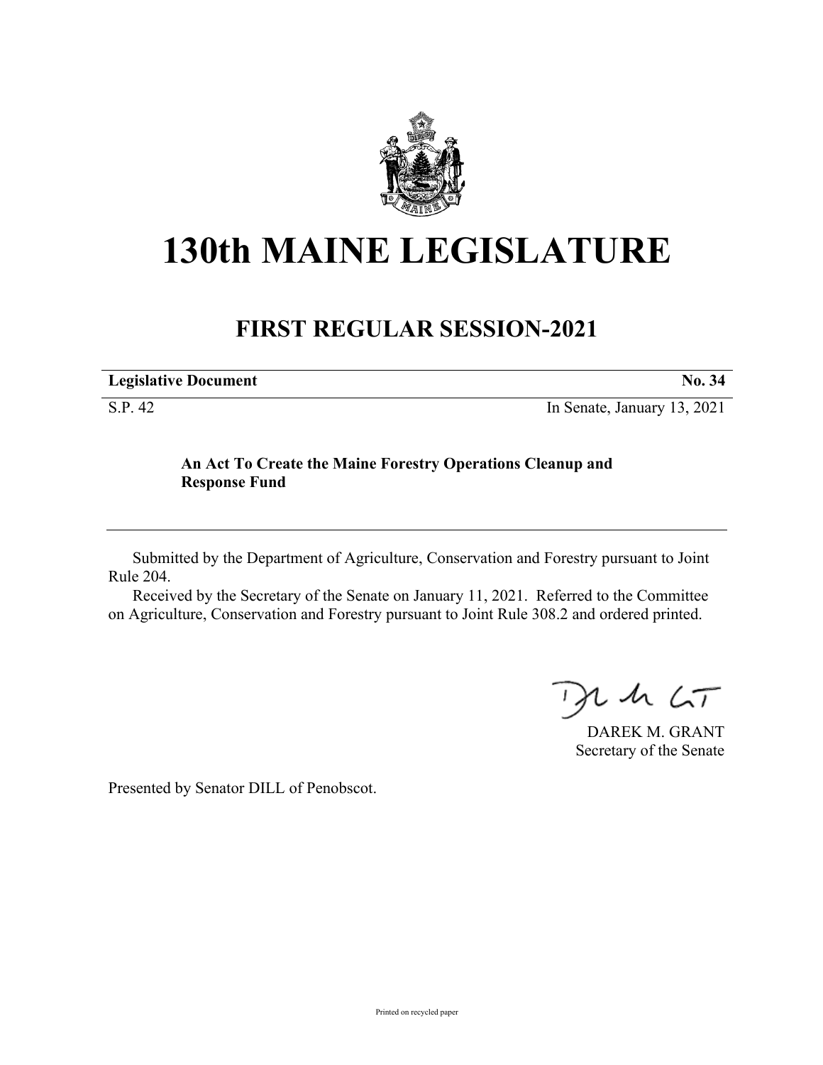# 130th MAINE LEGISLATURE

## FIRST REGULAR SESSION-2021

**Legislative Document** **No. 34**

S.P. 42 In Senate, January 13, 2021

**An Act To Create the Maine Forestry Operations Cleanup and Response Fund**

Submitted by the Department of Agriculture, Conservation and Forestry pursuant to Joint Rule 204.

Received by the Secretary of the Senate on January 11, 2021. Referred to the Committee on Agriculture, Conservation and Forestry pursuant to Joint Rule 308.2 and ordered printed.

DAREK M. GRANT
Secretary of the Senate

Presented by Senator DILL of Penobscot.

Printed on recycled paper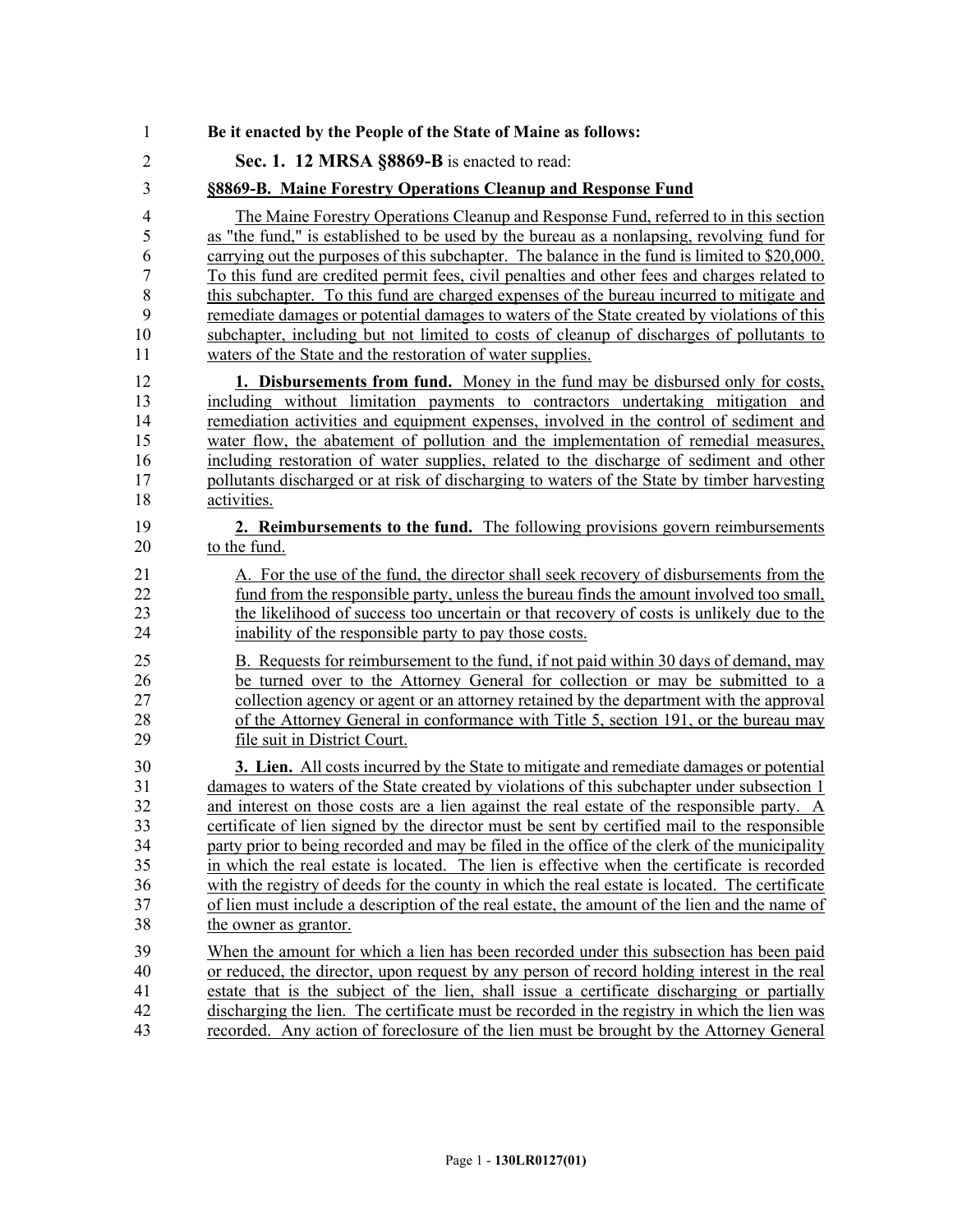**Be it enacted by the People of the State of Maine as follows:**

**Sec. 1. 12 MRSA §8869-B** is enacted to read:

**§8869-B. Maine Forestry Operations Cleanup and Response Fund**

The Maine Forestry Operations Cleanup and Response Fund, referred to in this section as "the fund," is established to be used by the bureau as a nonlapsing, revolving fund for carrying out the purposes of this subchapter. The balance in the fund is limited to $20,000. To this fund are credited permit fees, civil penalties and other fees and charges related to this subchapter. To this fund are charged expenses of the bureau incurred to mitigate and remediate damages or potential damages to waters of the State created by violations of this subchapter, including but not limited to costs of cleanup of discharges of pollutants to waters of the State and the restoration of water supplies.

**1. Disbursements from fund.** Money in the fund may be disbursed only for costs, including without limitation payments to contractors undertaking mitigation and remediation activities and equipment expenses, involved in the control of sediment and water flow, the abatement of pollution and the implementation of remedial measures, including restoration of water supplies, related to the discharge of sediment and other pollutants discharged or at risk of discharging to waters of the State by timber harvesting activities.

**2. Reimbursements to the fund.** The following provisions govern reimbursements to the fund.

A. For the use of the fund, the director shall seek recovery of disbursements from the fund from the responsible party, unless the bureau finds the amount involved too small, the likelihood of success too uncertain or that recovery of costs is unlikely due to the inability of the responsible party to pay those costs.

B. Requests for reimbursement to the fund, if not paid within 30 days of demand, may be turned over to the Attorney General for collection or may be submitted to a collection agency or agent or an attorney retained by the department with the approval of the Attorney General in conformance with Title 5, section 191, or the bureau may file suit in District Court.

**3. Lien.** All costs incurred by the State to mitigate and remediate damages or potential damages to waters of the State created by violations of this subchapter under subsection 1 and interest on those costs are a lien against the real estate of the responsible party. A certificate of lien signed by the director must be sent by certified mail to the responsible party prior to being recorded and may be filed in the office of the clerk of the municipality in which the real estate is located. The lien is effective when the certificate is recorded with the registry of deeds for the county in which the real estate is located. The certificate of lien must include a description of the real estate, the amount of the lien and the name of the owner as grantor.

When the amount for which a lien has been recorded under this subsection has been paid or reduced, the director, upon request by any person of record holding interest in the real estate that is the subject of the lien, shall issue a certificate discharging or partially discharging the lien. The certificate must be recorded in the registry in which the lien was recorded. Any action of foreclosure of the lien must be brought by the Attorney General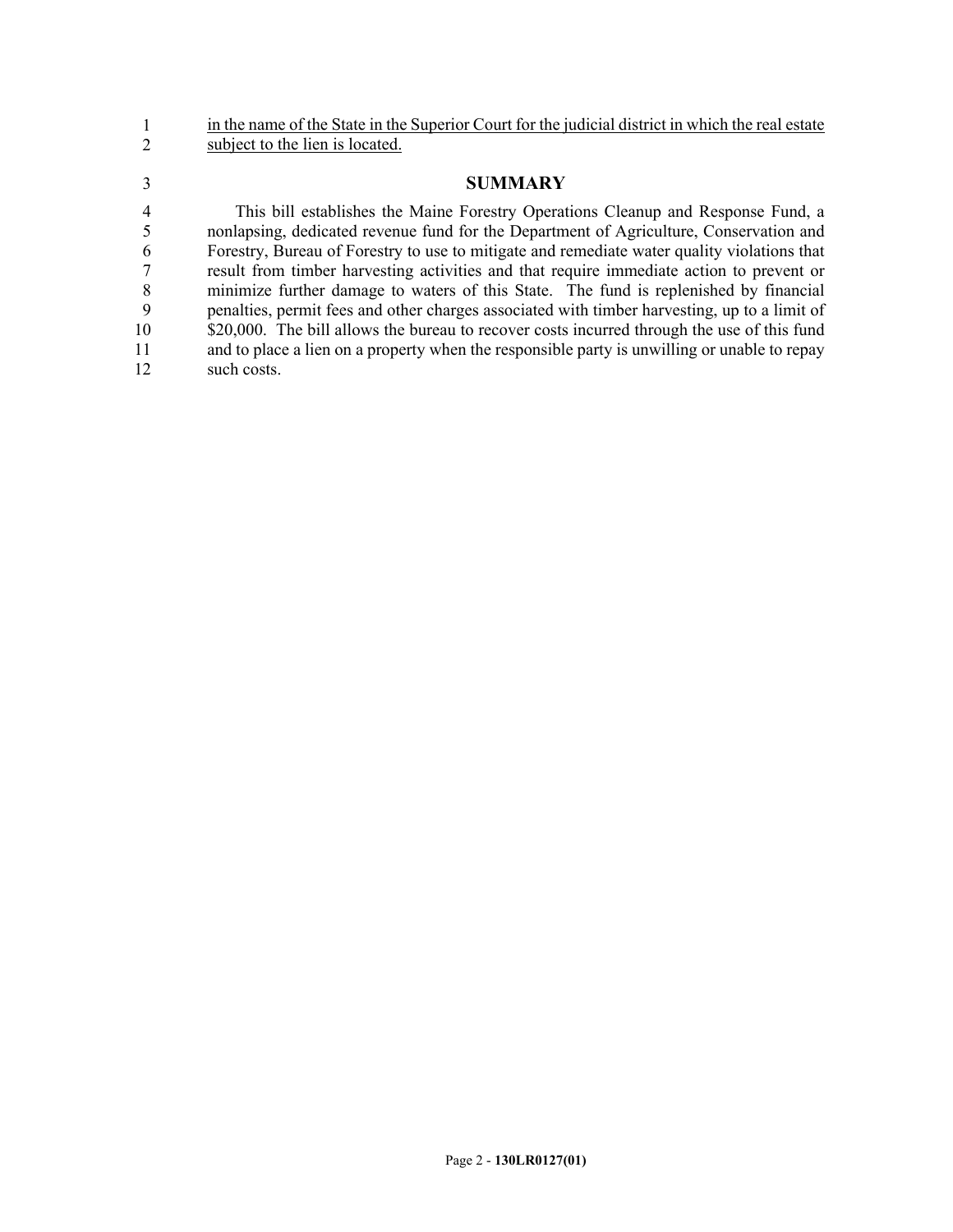in the name of the State in the Superior Court for the judicial district in which the real estate subject to the lien is located.

## SUMMARY

This bill establishes the Maine Forestry Operations Cleanup and Response Fund, a nonlapsing, dedicated revenue fund for the Department of Agriculture, Conservation and Forestry, Bureau of Forestry to use to mitigate and remediate water quality violations that result from timber harvesting activities and that require immediate action to prevent or minimize further damage to waters of this State. The fund is replenished by financial penalties, permit fees and other charges associated with timber harvesting, up to a limit of $20,000. The bill allows the bureau to recover costs incurred through the use of this fund and to place a lien on a property when the responsible party is unwilling or unable to repay such costs.